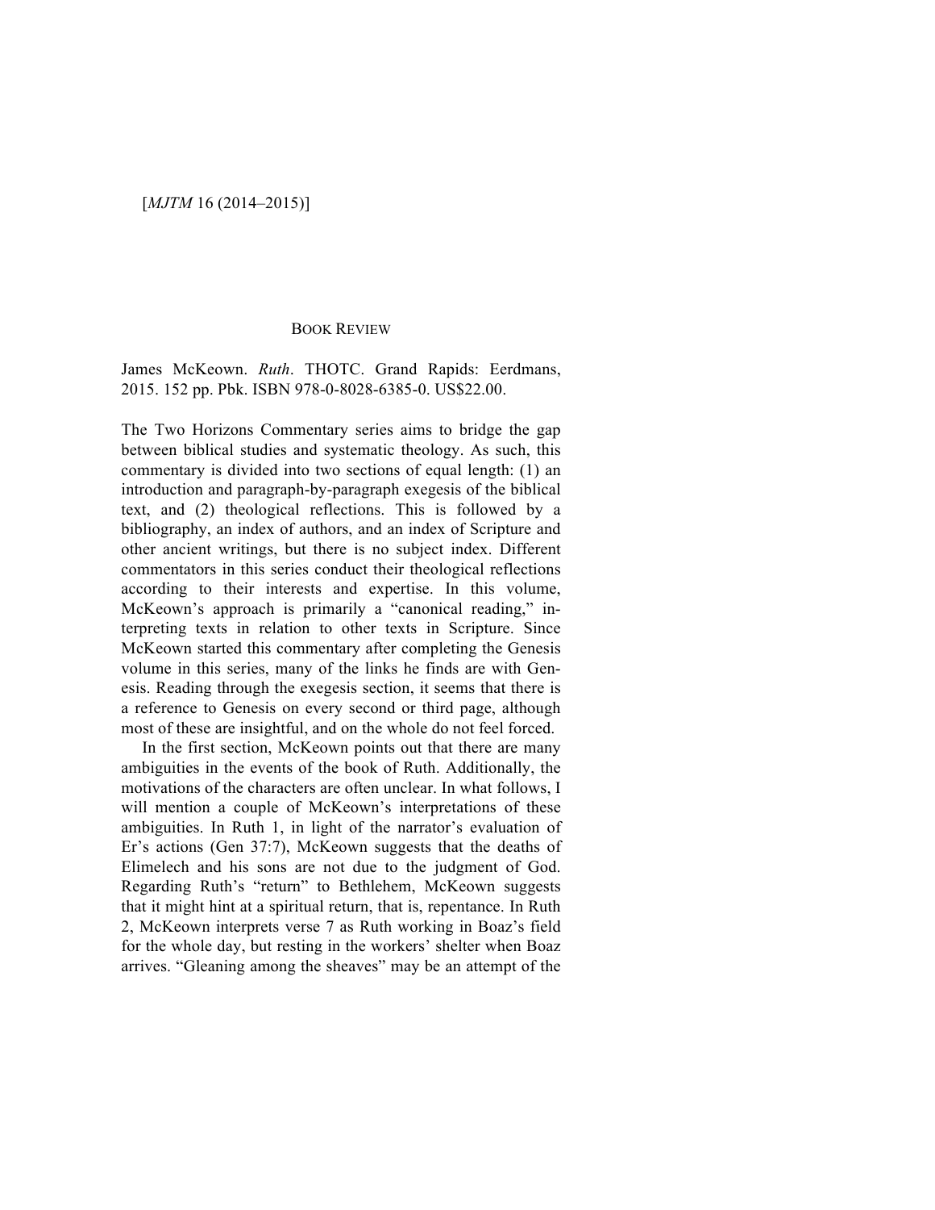## BOOK REVIEW

James McKeown. *Ruth*. THOTC. Grand Rapids: Eerdmans, 2015. 152 pp. Pbk. ISBN 978-0-8028-6385-0. US$22.00.

The Two Horizons Commentary series aims to bridge the gap between biblical studies and systematic theology. As such, this commentary is divided into two sections of equal length: (1) an introduction and paragraph-by-paragraph exegesis of the biblical text, and (2) theological reflections. This is followed by a bibliography, an index of authors, and an index of Scripture and other ancient writings, but there is no subject index. Different commentators in this series conduct their theological reflections according to their interests and expertise. In this volume, McKeown's approach is primarily a "canonical reading," interpreting texts in relation to other texts in Scripture. Since McKeown started this commentary after completing the Genesis volume in this series, many of the links he finds are with Genesis. Reading through the exegesis section, it seems that there is a reference to Genesis on every second or third page, although most of these are insightful, and on the whole do not feel forced.

In the first section, McKeown points out that there are many ambiguities in the events of the book of Ruth. Additionally, the motivations of the characters are often unclear. In what follows, I will mention a couple of McKeown's interpretations of these ambiguities. In Ruth 1, in light of the narrator's evaluation of Er's actions (Gen 37:7), McKeown suggests that the deaths of Elimelech and his sons are not due to the judgment of God. Regarding Ruth's "return" to Bethlehem, McKeown suggests that it might hint at a spiritual return, that is, repentance. In Ruth 2, McKeown interprets verse 7 as Ruth working in Boaz's field for the whole day, but resting in the workers' shelter when Boaz arrives. "Gleaning among the sheaves" may be an attempt of the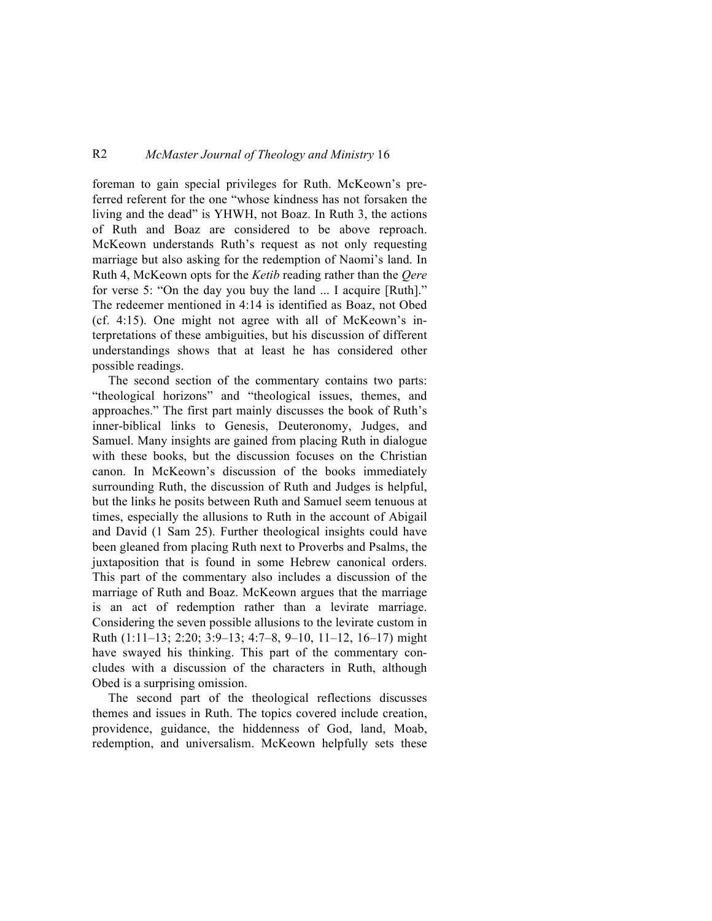foreman to gain special privileges for Ruth. McKeown's preferred referent for the one "whose kindness has not forsaken the living and the dead" is YHWH, not Boaz. In Ruth 3, the actions of Ruth and Boaz are considered to be above reproach. McKeown understands Ruth's request as not only requesting marriage but also asking for the redemption of Naomi's land. In Ruth 4, McKeown opts for the *Ketib* reading rather than the *Qere* for verse 5: "On the day you buy the land ... I acquire [Ruth]." The redeemer mentioned in 4:14 is identified as Boaz, not Obed (cf. 4:15). One might not agree with all of McKeown's interpretations of these ambiguities, but his discussion of different understandings shows that at least he has considered other possible readings.

The second section of the commentary contains two parts: "theological horizons" and "theological issues, themes, and approaches." The first part mainly discusses the book of Ruth's inner-biblical links to Genesis, Deuteronomy, Judges, and Samuel. Many insights are gained from placing Ruth in dialogue with these books, but the discussion focuses on the Christian canon. In McKeown's discussion of the books immediately surrounding Ruth, the discussion of Ruth and Judges is helpful, but the links he posits between Ruth and Samuel seem tenuous at times, especially the allusions to Ruth in the account of Abigail and David (1 Sam 25). Further theological insights could have been gleaned from placing Ruth next to Proverbs and Psalms, the juxtaposition that is found in some Hebrew canonical orders. This part of the commentary also includes a discussion of the marriage of Ruth and Boaz. McKeown argues that the marriage is an act of redemption rather than a levirate marriage. Considering the seven possible allusions to the levirate custom in Ruth (1:11–13; 2:20; 3:9–13; 4:7–8, 9–10, 11–12, 16–17) might have swayed his thinking. This part of the commentary concludes with a discussion of the characters in Ruth, although Obed is a surprising omission.

The second part of the theological reflections discusses themes and issues in Ruth. The topics covered include creation, providence, guidance, the hiddenness of God, land, Moab, redemption, and universalism. McKeown helpfully sets these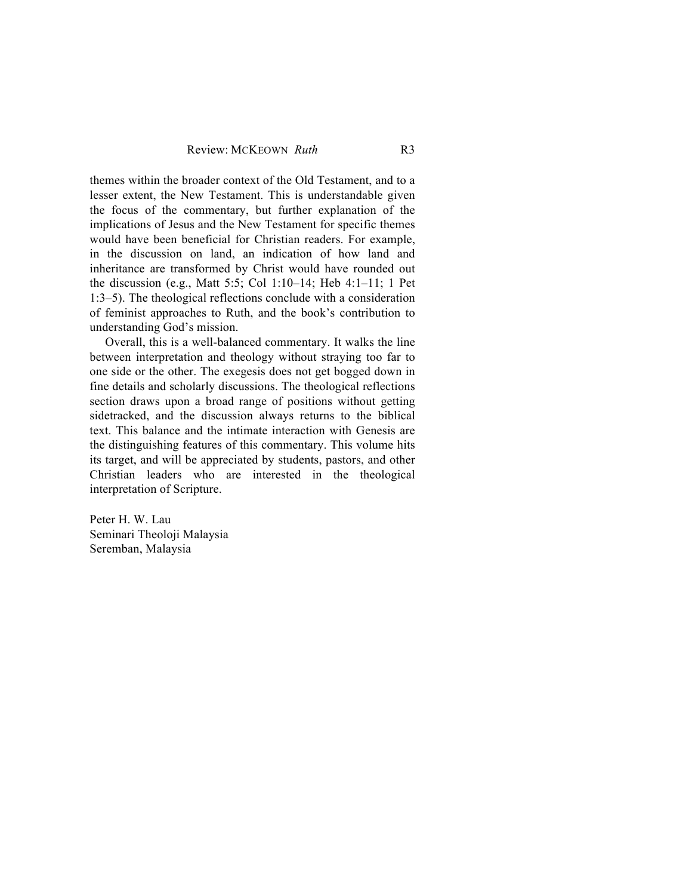themes within the broader context of the Old Testament, and to a lesser extent, the New Testament. This is understandable given the focus of the commentary, but further explanation of the implications of Jesus and the New Testament for specific themes would have been beneficial for Christian readers. For example, in the discussion on land, an indication of how land and inheritance are transformed by Christ would have rounded out the discussion (e.g., Matt 5:5; Col 1:10–14; Heb 4:1–11; 1 Pet 1:3–5). The theological reflections conclude with a consideration of feminist approaches to Ruth, and the book's contribution to understanding God's mission.

Overall, this is a well-balanced commentary. It walks the line between interpretation and theology without straying too far to one side or the other. The exegesis does not get bogged down in fine details and scholarly discussions. The theological reflections section draws upon a broad range of positions without getting sidetracked, and the discussion always returns to the biblical text. This balance and the intimate interaction with Genesis are the distinguishing features of this commentary. This volume hits its target, and will be appreciated by students, pastors, and other Christian leaders who are interested in the theological interpretation of Scripture.

Peter H. W. Lau
Seminari Theoloji Malaysia
Seremban, Malaysia